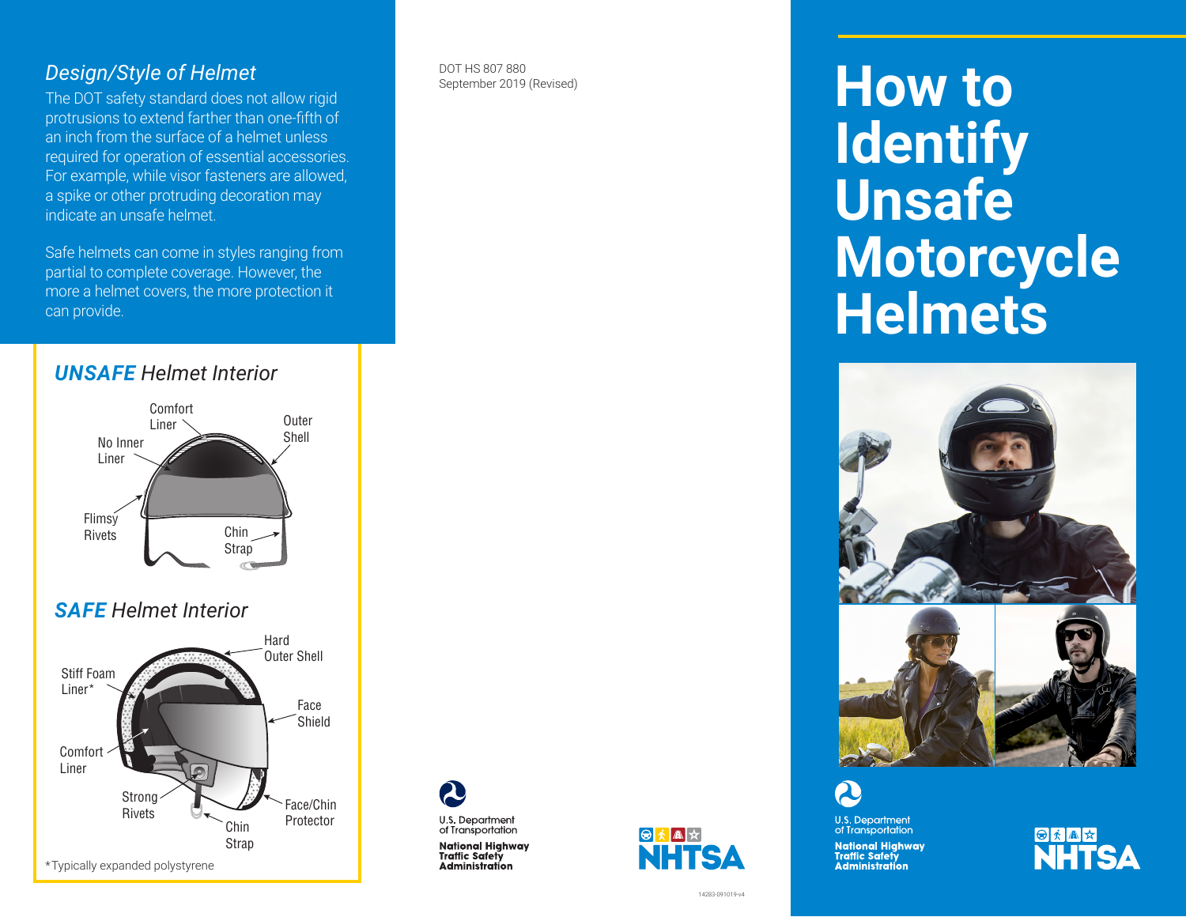### *Design/Style of Helmet*

The DOT safety standard does not allow rigid protrusions to extend farther than one-fifth of an inch from the surface of a helmet unless required for operation of essential accessories. For example, while visor fasteners are allowed, a spike or other protruding decoration may indicate an unsafe helmet.

Safe helmets can come in styles ranging from partial to complete coverage. However, the more a helmet covers, the more protection it can provide.

### ***UNSAFE*** *Helmet Interior*

Comfort Liner
No Inner Liner
Outer Shell
Flimsy Rivets
Chin Strap

### ***SAFE*** *Helmet Interior*

Hard Outer Shell
Stiff Foam Liner*
Face Shield
Comfort Liner
Strong Rivets
Face/Chin Protector
Chin Strap

*Typically expanded polystyrene

DOT HS 807 880
September 2019 (Revised)

U.S. Department of Transportation
National Highway Traffic Safety Administration

NHTSA

14283-091019-v4

# How to Identify Unsafe Motorcycle Helmets

U.S. Department of Transportation
National Highway Traffic Safety Administration

NHTSA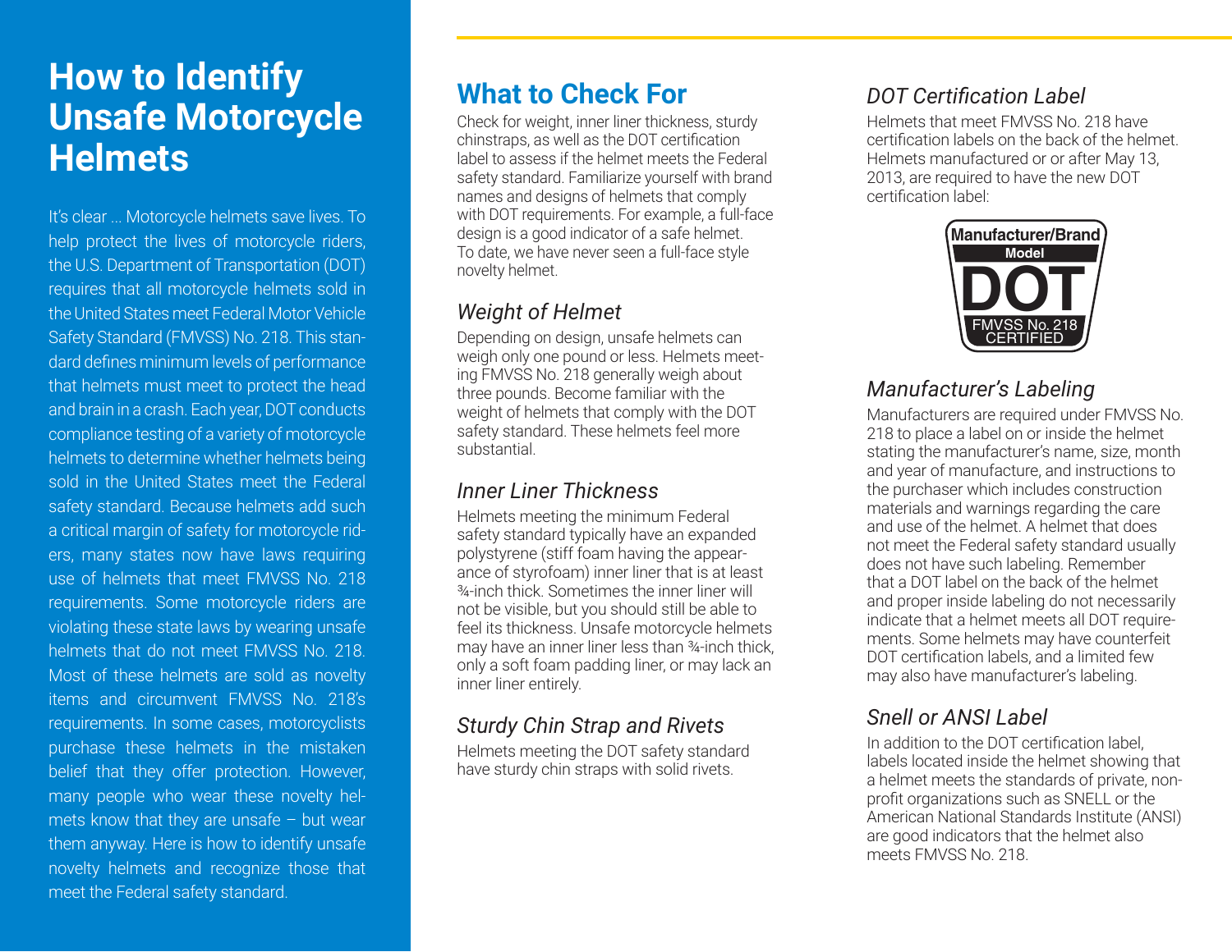# How to Identify Unsafe Motorcycle Helmets

It's clear ... Motorcycle helmets save lives. To help protect the lives of motorcycle riders, the U.S. Department of Transportation (DOT) requires that all motorcycle helmets sold in the United States meet Federal Motor Vehicle Safety Standard (FMVSS) No. 218. This standard defines minimum levels of performance that helmets must meet to protect the head and brain in a crash. Each year, DOT conducts compliance testing of a variety of motorcycle helmets to determine whether helmets being sold in the United States meet the Federal safety standard. Because helmets add such a critical margin of safety for motorcycle riders, many states now have laws requiring use of helmets that meet FMVSS No. 218 requirements. Some motorcycle riders are violating these state laws by wearing unsafe helmets that do not meet FMVSS No. 218. Most of these helmets are sold as novelty items and circumvent FMVSS No. 218's requirements. In some cases, motorcyclists purchase these helmets in the mistaken belief that they offer protection. However, many people who wear these novelty helmets know that they are unsafe – but wear them anyway. Here is how to identify unsafe novelty helmets and recognize those that meet the Federal safety standard.

## What to Check For

Check for weight, inner liner thickness, sturdy chinstraps, as well as the DOT certification label to assess if the helmet meets the Federal safety standard. Familiarize yourself with brand names and designs of helmets that comply with DOT requirements. For example, a full-face design is a good indicator of a safe helmet. To date, we have never seen a full-face style novelty helmet.

### *Weight of Helmet*

Depending on design, unsafe helmets can weigh only one pound or less. Helmets meeting FMVSS No. 218 generally weigh about three pounds. Become familiar with the weight of helmets that comply with the DOT safety standard. These helmets feel more substantial.

### *Inner Liner Thickness*

Helmets meeting the minimum Federal safety standard typically have an expanded polystyrene (stiff foam having the appearance of styrofoam) inner liner that is at least ¾-inch thick. Sometimes the inner liner will not be visible, but you should still be able to feel its thickness. Unsafe motorcycle helmets may have an inner liner less than ¾-inch thick, only a soft foam padding liner, or may lack an inner liner entirely.

### *Sturdy Chin Strap and Rivets*

Helmets meeting the DOT safety standard have sturdy chin straps with solid rivets.

### *DOT Certification Label*

Helmets that meet FMVSS No. 218 have certification labels on the back of the helmet. Helmets manufactured or or after May 13, 2013, are required to have the new DOT certification label:

Manufacturer/Brand
Model
DOT
FMVSS No. 218
CERTIFIED

### *Manufacturer's Labeling*

Manufacturers are required under FMVSS No. 218 to place a label on or inside the helmet stating the manufacturer's name, size, month and year of manufacture, and instructions to the purchaser which includes construction materials and warnings regarding the care and use of the helmet. A helmet that does not meet the Federal safety standard usually does not have such labeling. Remember that a DOT label on the back of the helmet and proper inside labeling do not necessarily indicate that a helmet meets all DOT requirements. Some helmets may have counterfeit DOT certification labels, and a limited few may also have manufacturer's labeling.

### *Snell or ANSI Label*

In addition to the DOT certification label, labels located inside the helmet showing that a helmet meets the standards of private, non-profit organizations such as SNELL or the American National Standards Institute (ANSI) are good indicators that the helmet also meets FMVSS No. 218.